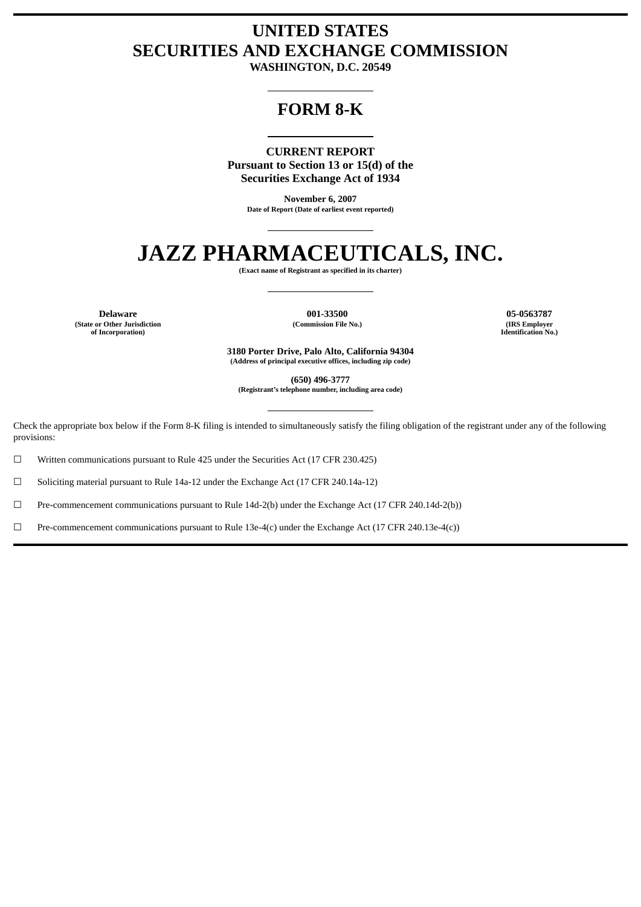# UNITED STATES
# SECURITIES AND EXCHANGE COMMISSION

**WASHINGTON, D.C. 20549**

---

## FORM 8-K

---

**CURRENT REPORT**
**Pursuant to Section 13 or 15(d) of the**
**Securities Exchange Act of 1934**

**November 6, 2007**
**Date of Report (Date of earliest event reported)**

---

# JAZZ PHARMACEUTICALS, INC.

**(Exact name of Registrant as specified in its charter)**

---

| **Delaware** | **001-33500** | **05-0563787** |
|---|---|---|
| **(State or Other Jurisdiction of Incorporation)** | **(Commission File No.)** | **(IRS Employer Identification No.)** |

**3180 Porter Drive, Palo Alto, California 94304**
**(Address of principal executive offices, including zip code)**

**(650) 496-3777**
**(Registrant's telephone number, including area code)**

---

Check the appropriate box below if the Form 8-K filing is intended to simultaneously satisfy the filing obligation of the registrant under any of the following provisions:

☐ Written communications pursuant to Rule 425 under the Securities Act (17 CFR 230.425)

☐ Soliciting material pursuant to Rule 14a-12 under the Exchange Act (17 CFR 240.14a-12)

☐ Pre-commencement communications pursuant to Rule 14d-2(b) under the Exchange Act (17 CFR 240.14d-2(b))

☐ Pre-commencement communications pursuant to Rule 13e-4(c) under the Exchange Act (17 CFR 240.13e-4(c))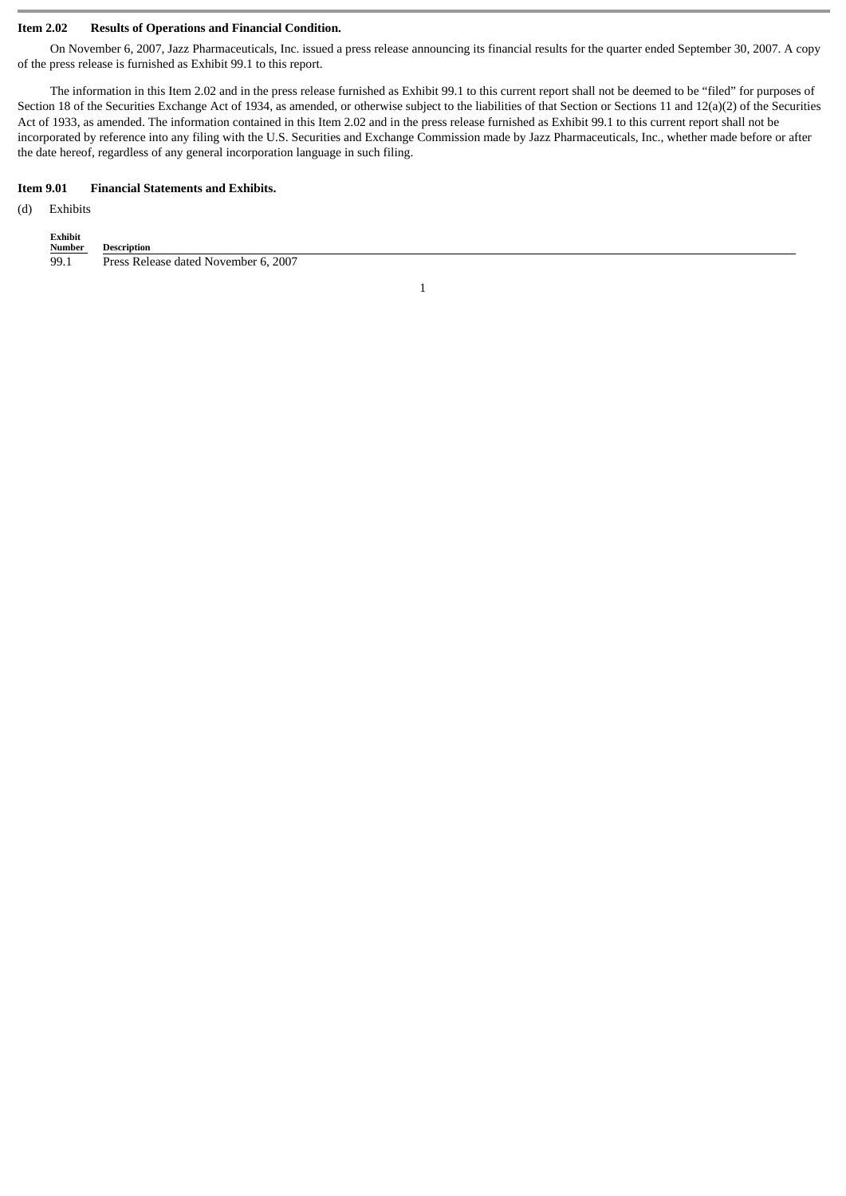**Item 2.02 Results of Operations and Financial Condition.**

On November 6, 2007, Jazz Pharmaceuticals, Inc. issued a press release announcing its financial results for the quarter ended September 30, 2007. A copy of the press release is furnished as Exhibit 99.1 to this report.

The information in this Item 2.02 and in the press release furnished as Exhibit 99.1 to this current report shall not be deemed to be "filed" for purposes of Section 18 of the Securities Exchange Act of 1934, as amended, or otherwise subject to the liabilities of that Section or Sections 11 and 12(a)(2) of the Securities Act of 1933, as amended. The information contained in this Item 2.02 and in the press release furnished as Exhibit 99.1 to this current report shall not be incorporated by reference into any filing with the U.S. Securities and Exchange Commission made by Jazz Pharmaceuticals, Inc., whether made before or after the date hereof, regardless of any general incorporation language in such filing.

**Item 9.01 Financial Statements and Exhibits.**

(d) Exhibits

| Exhibit Number | Description |
|---|---|
| 99.1 | Press Release dated November 6, 2007 |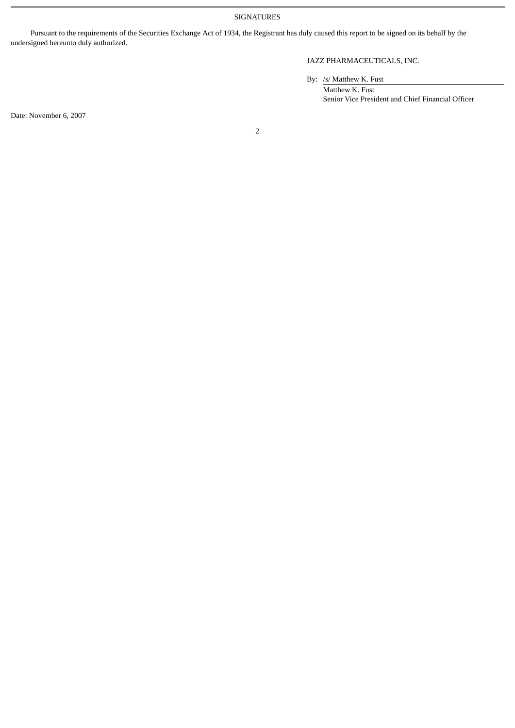SIGNATURES

Pursuant to the requirements of the Securities Exchange Act of 1934, the Registrant has duly caused this report to be signed on its behalf by the undersigned hereunto duly authorized.

JAZZ PHARMACEUTICALS, INC.

By: /s/ Matthew K. Fust

Matthew K. Fust
Senior Vice President and Chief Financial Officer

Date: November 6, 2007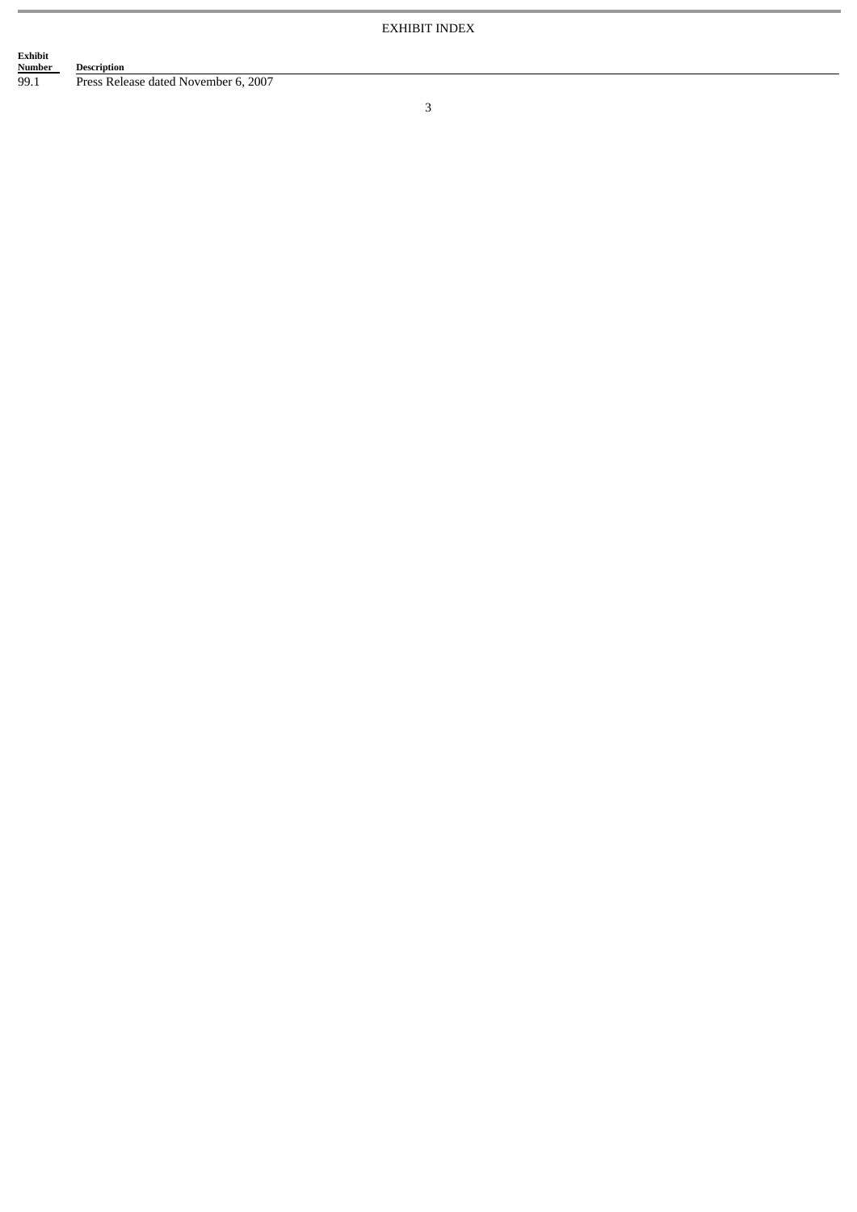EXHIBIT INDEX

| Exhibit Number | Description |
| --- | --- |
| 99.1 | Press Release dated November 6, 2007 |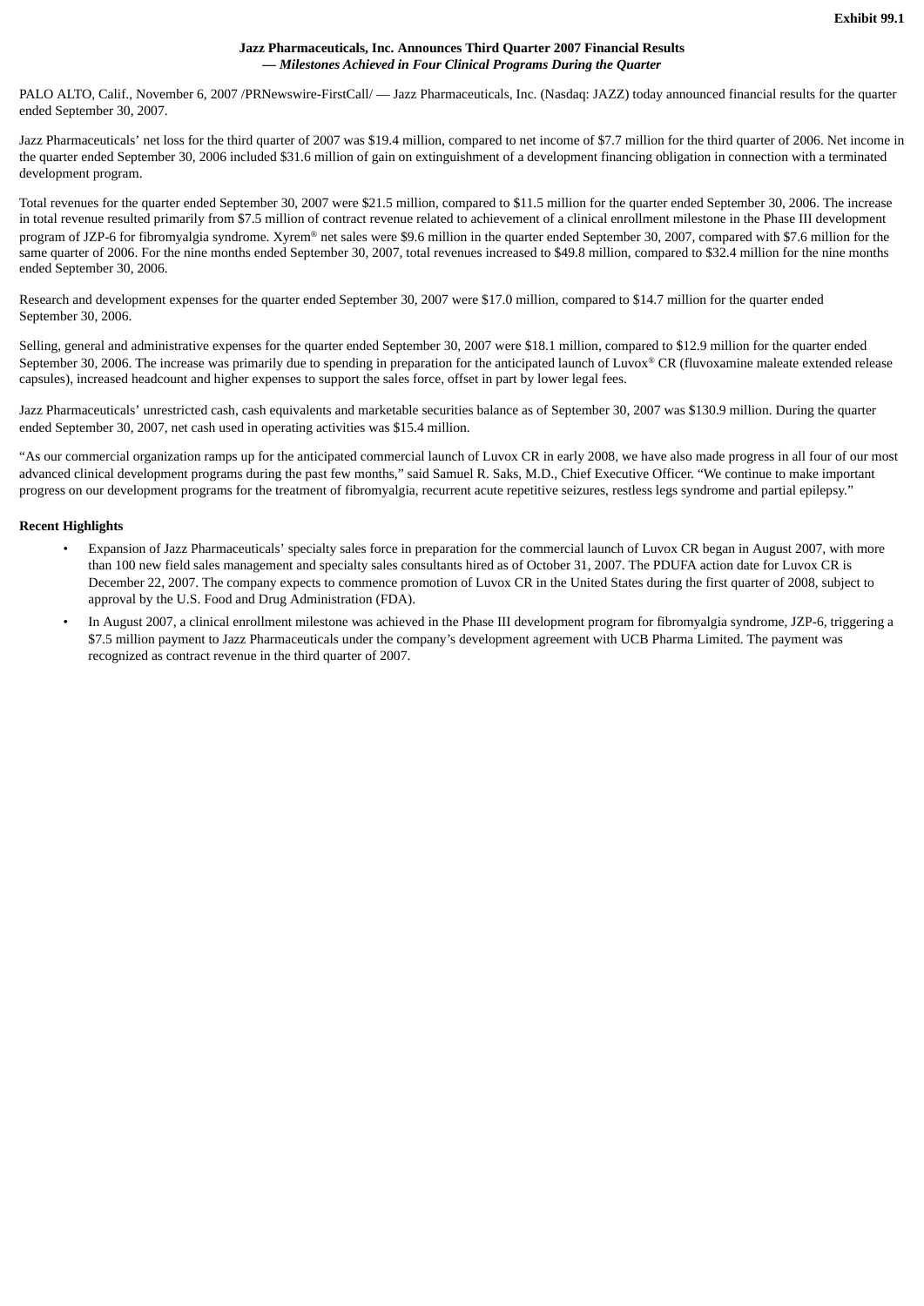**Exhibit 99.1**

**Jazz Pharmaceuticals, Inc. Announces Third Quarter 2007 Financial Results**
***— Milestones Achieved in Four Clinical Programs During the Quarter***

PALO ALTO, Calif., November 6, 2007 /PRNewswire-FirstCall/ — Jazz Pharmaceuticals, Inc. (Nasdaq: JAZZ) today announced financial results for the quarter ended September 30, 2007.

Jazz Pharmaceuticals' net loss for the third quarter of 2007 was $19.4 million, compared to net income of $7.7 million for the third quarter of 2006. Net income in the quarter ended September 30, 2006 included $31.6 million of gain on extinguishment of a development financing obligation in connection with a terminated development program.

Total revenues for the quarter ended September 30, 2007 were $21.5 million, compared to $11.5 million for the quarter ended September 30, 2006. The increase in total revenue resulted primarily from $7.5 million of contract revenue related to achievement of a clinical enrollment milestone in the Phase III development program of JZP-6 for fibromyalgia syndrome. Xyrem® net sales were $9.6 million in the quarter ended September 30, 2007, compared with $7.6 million for the same quarter of 2006. For the nine months ended September 30, 2007, total revenues increased to $49.8 million, compared to $32.4 million for the nine months ended September 30, 2006.

Research and development expenses for the quarter ended September 30, 2007 were $17.0 million, compared to $14.7 million for the quarter ended September 30, 2006.

Selling, general and administrative expenses for the quarter ended September 30, 2007 were $18.1 million, compared to $12.9 million for the quarter ended September 30, 2006. The increase was primarily due to spending in preparation for the anticipated launch of Luvox® CR (fluvoxamine maleate extended release capsules), increased headcount and higher expenses to support the sales force, offset in part by lower legal fees.

Jazz Pharmaceuticals' unrestricted cash, cash equivalents and marketable securities balance as of September 30, 2007 was $130.9 million. During the quarter ended September 30, 2007, net cash used in operating activities was $15.4 million.

"As our commercial organization ramps up for the anticipated commercial launch of Luvox CR in early 2008, we have also made progress in all four of our most advanced clinical development programs during the past few months," said Samuel R. Saks, M.D., Chief Executive Officer. "We continue to make important progress on our development programs for the treatment of fibromyalgia, recurrent acute repetitive seizures, restless legs syndrome and partial epilepsy."

**Recent Highlights**

- Expansion of Jazz Pharmaceuticals' specialty sales force in preparation for the commercial launch of Luvox CR began in August 2007, with more than 100 new field sales management and specialty sales consultants hired as of October 31, 2007. The PDUFA action date for Luvox CR is December 22, 2007. The company expects to commence promotion of Luvox CR in the United States during the first quarter of 2008, subject to approval by the U.S. Food and Drug Administration (FDA).
- In August 2007, a clinical enrollment milestone was achieved in the Phase III development program for fibromyalgia syndrome, JZP-6, triggering a $7.5 million payment to Jazz Pharmaceuticals under the company's development agreement with UCB Pharma Limited. The payment was recognized as contract revenue in the third quarter of 2007.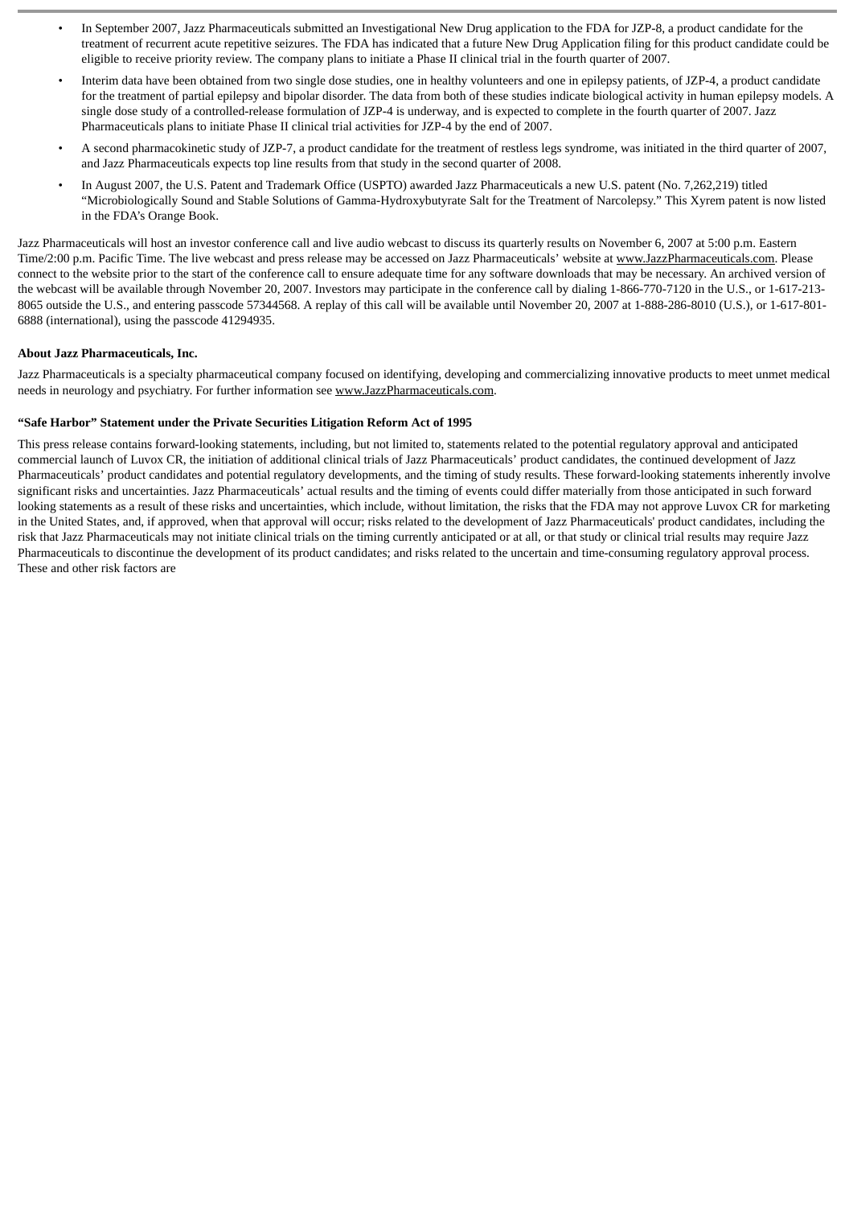- In September 2007, Jazz Pharmaceuticals submitted an Investigational New Drug application to the FDA for JZP-8, a product candidate for the treatment of recurrent acute repetitive seizures. The FDA has indicated that a future New Drug Application filing for this product candidate could be eligible to receive priority review. The company plans to initiate a Phase II clinical trial in the fourth quarter of 2007.
- Interim data have been obtained from two single dose studies, one in healthy volunteers and one in epilepsy patients, of JZP-4, a product candidate for the treatment of partial epilepsy and bipolar disorder. The data from both of these studies indicate biological activity in human epilepsy models. A single dose study of a controlled-release formulation of JZP-4 is underway, and is expected to complete in the fourth quarter of 2007. Jazz Pharmaceuticals plans to initiate Phase II clinical trial activities for JZP-4 by the end of 2007.
- A second pharmacokinetic study of JZP-7, a product candidate for the treatment of restless legs syndrome, was initiated in the third quarter of 2007, and Jazz Pharmaceuticals expects top line results from that study in the second quarter of 2008.
- In August 2007, the U.S. Patent and Trademark Office (USPTO) awarded Jazz Pharmaceuticals a new U.S. patent (No. 7,262,219) titled "Microbiologically Sound and Stable Solutions of Gamma-Hydroxybutyrate Salt for the Treatment of Narcolepsy." This Xyrem patent is now listed in the FDA's Orange Book.

Jazz Pharmaceuticals will host an investor conference call and live audio webcast to discuss its quarterly results on November 6, 2007 at 5:00 p.m. Eastern Time/2:00 p.m. Pacific Time. The live webcast and press release may be accessed on Jazz Pharmaceuticals' website at www.JazzPharmaceuticals.com. Please connect to the website prior to the start of the conference call to ensure adequate time for any software downloads that may be necessary. An archived version of the webcast will be available through November 20, 2007. Investors may participate in the conference call by dialing 1-866-770-7120 in the U.S., or 1-617-213-8065 outside the U.S., and entering passcode 57344568. A replay of this call will be available until November 20, 2007 at 1-888-286-8010 (U.S.), or 1-617-801-6888 (international), using the passcode 41294935.

**About Jazz Pharmaceuticals, Inc.**

Jazz Pharmaceuticals is a specialty pharmaceutical company focused on identifying, developing and commercializing innovative products to meet unmet medical needs in neurology and psychiatry. For further information see www.JazzPharmaceuticals.com.

**"Safe Harbor" Statement under the Private Securities Litigation Reform Act of 1995**

This press release contains forward-looking statements, including, but not limited to, statements related to the potential regulatory approval and anticipated commercial launch of Luvox CR, the initiation of additional clinical trials of Jazz Pharmaceuticals' product candidates, the continued development of Jazz Pharmaceuticals' product candidates and potential regulatory developments, and the timing of study results. These forward-looking statements inherently involve significant risks and uncertainties. Jazz Pharmaceuticals' actual results and the timing of events could differ materially from those anticipated in such forward looking statements as a result of these risks and uncertainties, which include, without limitation, the risks that the FDA may not approve Luvox CR for marketing in the United States, and, if approved, when that approval will occur; risks related to the development of Jazz Pharmaceuticals' product candidates, including the risk that Jazz Pharmaceuticals may not initiate clinical trials on the timing currently anticipated or at all, or that study or clinical trial results may require Jazz Pharmaceuticals to discontinue the development of its product candidates; and risks related to the uncertain and time-consuming regulatory approval process. These and other risk factors are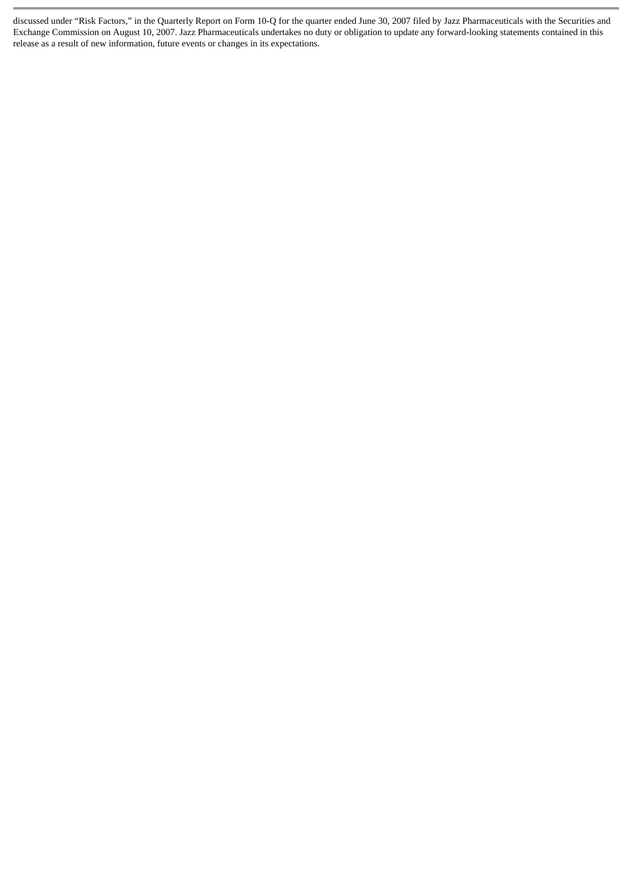discussed under "Risk Factors," in the Quarterly Report on Form 10-Q for the quarter ended June 30, 2007 filed by Jazz Pharmaceuticals with the Securities and Exchange Commission on August 10, 2007. Jazz Pharmaceuticals undertakes no duty or obligation to update any forward-looking statements contained in this release as a result of new information, future events or changes in its expectations.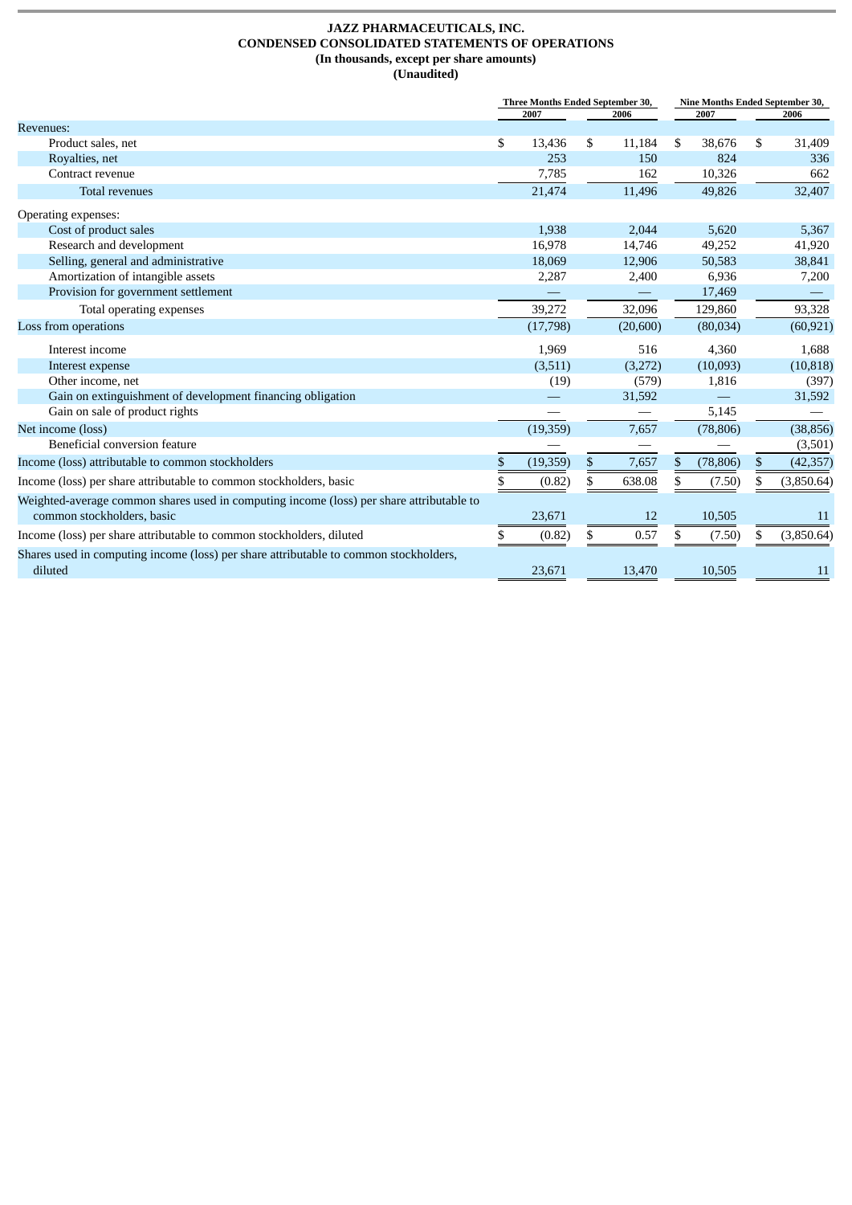**JAZZ PHARMACEUTICALS, INC.**
**CONDENSED CONSOLIDATED STATEMENTS OF OPERATIONS**
**(In thousands, except per share amounts)**
**(Unaudited)**

| | Three Months Ended September 30, | | Nine Months Ended September 30, | |
|---|---|---|---|---|
| | 2007 | 2006 | 2007 | 2006 |
| Revenues: | | | | |
| Product sales, net | $ 13,436 | $ 11,184 | $ 38,676 | $ 31,409 |
| Royalties, net | 253 | 150 | 824 | 336 |
| Contract revenue | 7,785 | 162 | 10,326 | 662 |
| Total revenues | 21,474 | 11,496 | 49,826 | 32,407 |
| Operating expenses: | | | | |
| Cost of product sales | 1,938 | 2,044 | 5,620 | 5,367 |
| Research and development | 16,978 | 14,746 | 49,252 | 41,920 |
| Selling, general and administrative | 18,069 | 12,906 | 50,583 | 38,841 |
| Amortization of intangible assets | 2,287 | 2,400 | 6,936 | 7,200 |
| Provision for government settlement | — | — | 17,469 | — |
| Total operating expenses | 39,272 | 32,096 | 129,860 | 93,328 |
| Loss from operations | (17,798) | (20,600) | (80,034) | (60,921) |
| Interest income | 1,969 | 516 | 4,360 | 1,688 |
| Interest expense | (3,511) | (3,272) | (10,093) | (10,818) |
| Other income, net | (19) | (579) | 1,816 | (397) |
| Gain on extinguishment of development financing obligation | — | 31,592 | — | 31,592 |
| Gain on sale of product rights | — | — | 5,145 | — |
| Net income (loss) | (19,359) | 7,657 | (78,806) | (38,856) |
| Beneficial conversion feature | — | — | — | (3,501) |
| Income (loss) attributable to common stockholders | $ (19,359) | $ 7,657 | $ (78,806) | $ (42,357) |
| Income (loss) per share attributable to common stockholders, basic | $ (0.82) | $ 638.08 | $ (7.50) | $ (3,850.64) |
| Weighted-average common shares used in computing income (loss) per share attributable to common stockholders, basic | 23,671 | 12 | 10,505 | 11 |
| Income (loss) per share attributable to common stockholders, diluted | $ (0.82) | $ 0.57 | $ (7.50) | $ (3,850.64) |
| Shares used in computing income (loss) per share attributable to common stockholders, diluted | 23,671 | 13,470 | 10,505 | 11 |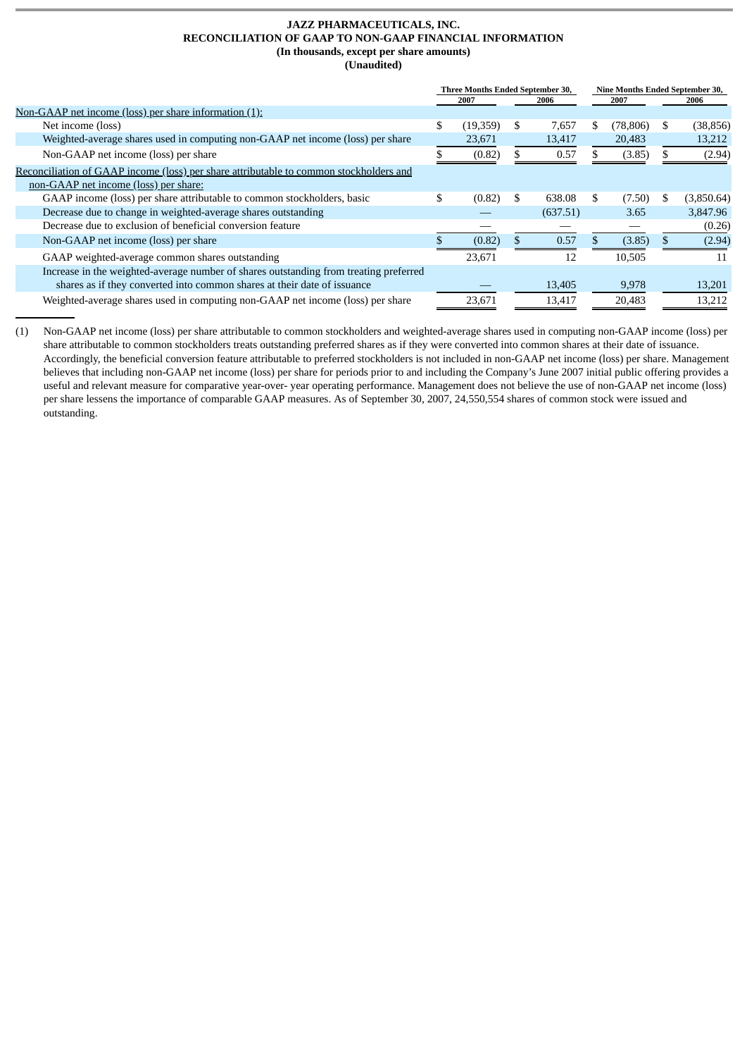# JAZZ PHARMACEUTICALS, INC.
## RECONCILIATION OF GAAP TO NON-GAAP FINANCIAL INFORMATION
### (In thousands, except per share amounts)
### (Unaudited)

| | Three Months Ended September 30, | | Nine Months Ended September 30, | |
|---|---|---|---|---|
| | 2007 | 2006 | 2007 | 2006 |
| Non-GAAP net income (loss) per share information (1): | | | | |
| Net income (loss) | $ (19,359) | $ 7,657 | $ (78,806) | $ (38,856) |
| Weighted-average shares used in computing non-GAAP net income (loss) per share | 23,671 | 13,417 | 20,483 | 13,212 |
| Non-GAAP net income (loss) per share | $ (0.82) | $ 0.57 | $ (3.85) | $ (2.94) |
| Reconciliation of GAAP income (loss) per share attributable to common stockholders and non-GAAP net income (loss) per share: | | | | |
| GAAP income (loss) per share attributable to common stockholders, basic | $ (0.82) | $ 638.08 | $ (7.50) | $ (3,850.64) |
| Decrease due to change in weighted-average shares outstanding | — | (637.51) | 3.65 | 3,847.96 |
| Decrease due to exclusion of beneficial conversion feature | — | — | — | (0.26) |
| Non-GAAP net income (loss) per share | $ (0.82) | $ 0.57 | $ (3.85) | $ (2.94) |
| GAAP weighted-average common shares outstanding | 23,671 | 12 | 10,505 | 11 |
| Increase in the weighted-average number of shares outstanding from treating preferred shares as if they converted into common shares at their date of issuance | — | 13,405 | 9,978 | 13,201 |
| Weighted-average shares used in computing non-GAAP net income (loss) per share | 23,671 | 13,417 | 20,483 | 13,212 |

(1) Non-GAAP net income (loss) per share attributable to common stockholders and weighted-average shares used in computing non-GAAP income (loss) per share attributable to common stockholders treats outstanding preferred shares as if they were converted into common shares at their date of issuance. Accordingly, the beneficial conversion feature attributable to preferred stockholders is not included in non-GAAP net income (loss) per share. Management believes that including non-GAAP net income (loss) per share for periods prior to and including the Company's June 2007 initial public offering provides a useful and relevant measure for comparative year-over- year operating performance. Management does not believe the use of non-GAAP net income (loss) per share lessens the importance of comparable GAAP measures. As of September 30, 2007, 24,550,554 shares of common stock were issued and outstanding.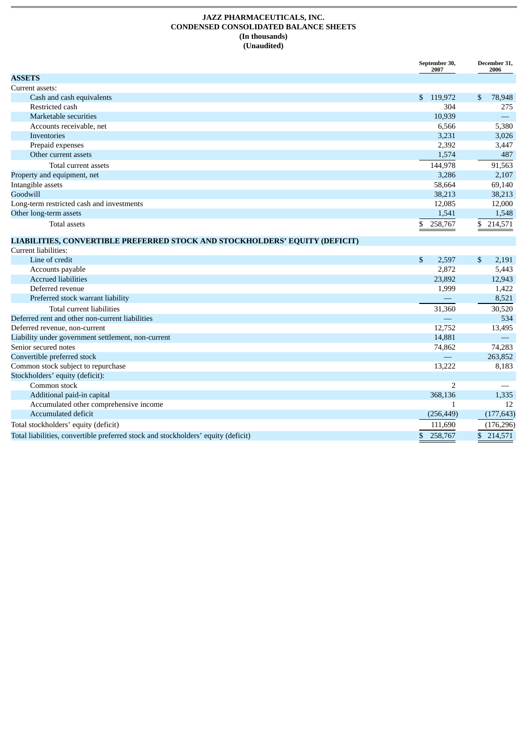# JAZZ PHARMACEUTICALS, INC.
## CONDENSED CONSOLIDATED BALANCE SHEETS
### (In thousands)
### (Unaudited)

| | September 30, 2007 | December 31, 2006 |
|---|---|---|
| **ASSETS** | | |
| Current assets: | | |
| Cash and cash equivalents | $ 119,972 | $ 78,948 |
| Restricted cash | 304 | 275 |
| Marketable securities | 10,939 | — |
| Accounts receivable, net | 6,566 | 5,380 |
| Inventories | 3,231 | 3,026 |
| Prepaid expenses | 2,392 | 3,447 |
| Other current assets | 1,574 | 487 |
| Total current assets | 144,978 | 91,563 |
| Property and equipment, net | 3,286 | 2,107 |
| Intangible assets | 58,664 | 69,140 |
| Goodwill | 38,213 | 38,213 |
| Long-term restricted cash and investments | 12,085 | 12,000 |
| Other long-term assets | 1,541 | 1,548 |
| Total assets | $ 258,767 | $ 214,571 |
| **LIABILITIES, CONVERTIBLE PREFERRED STOCK AND STOCKHOLDERS' EQUITY (DEFICIT)** | | |
| Current liabilities: | | |
| Line of credit | $ 2,597 | $ 2,191 |
| Accounts payable | 2,872 | 5,443 |
| Accrued liabilities | 23,892 | 12,943 |
| Deferred revenue | 1,999 | 1,422 |
| Preferred stock warrant liability | — | 8,521 |
| Total current liabilities | 31,360 | 30,520 |
| Deferred rent and other non-current liabilities | — | 534 |
| Deferred revenue, non-current | 12,752 | 13,495 |
| Liability under government settlement, non-current | 14,881 | — |
| Senior secured notes | 74,862 | 74,283 |
| Convertible preferred stock | — | 263,852 |
| Common stock subject to repurchase | 13,222 | 8,183 |
| Stockholders' equity (deficit): | | |
| Common stock | 2 | — |
| Additional paid-in capital | 368,136 | 1,335 |
| Accumulated other comprehensive income | 1 | 12 |
| Accumulated deficit | (256,449) | (177,643) |
| Total stockholders' equity (deficit) | 111,690 | (176,296) |
| Total liabilities, convertible preferred stock and stockholders' equity (deficit) | $ 258,767 | $ 214,571 |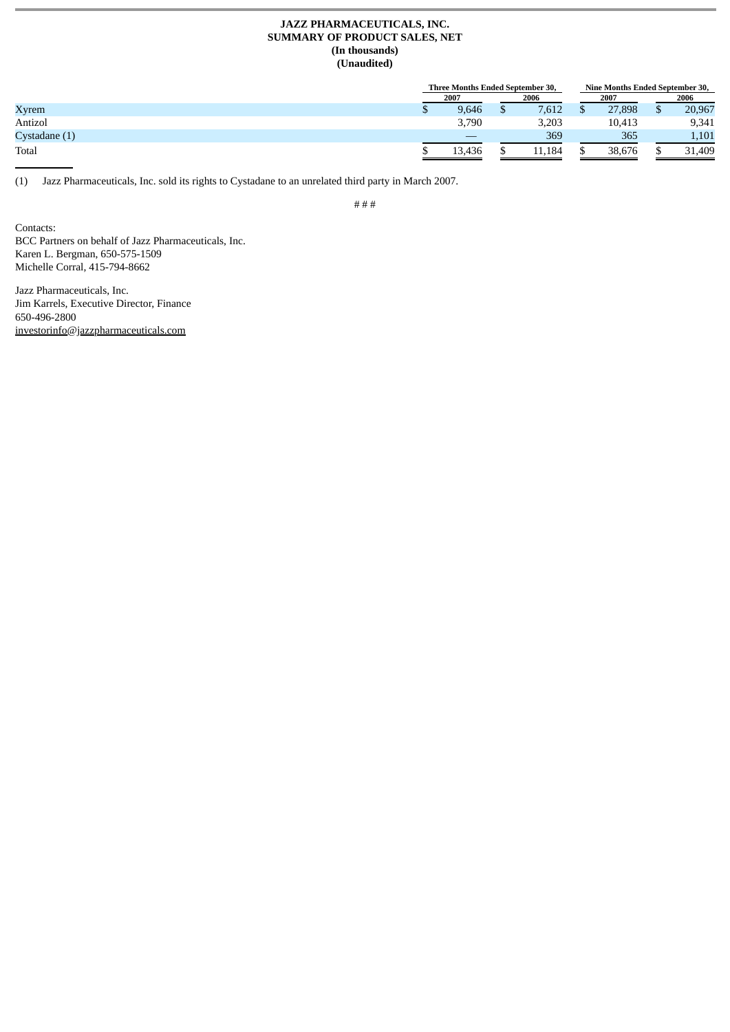**JAZZ PHARMACEUTICALS, INC.**
**SUMMARY OF PRODUCT SALES, NET**
**(In thousands)**
**(Unaudited)**

| | Three Months Ended September 30, | | Nine Months Ended September 30, | |
|---|---|---|---|---|
| | 2007 | 2006 | 2007 | 2006 |
| Xyrem | $ 9,646 | $ 7,612 | $ 27,898 | $ 20,967 |
| Antizol | 3,790 | 3,203 | 10,413 | 9,341 |
| Cystadane (1) | — | 369 | 365 | 1,101 |
| Total | $ 13,436 | $ 11,184 | $ 38,676 | $ 31,409 |

(1) Jazz Pharmaceuticals, Inc. sold its rights to Cystadane to an unrelated third party in March 2007.

# # #

Contacts:
BCC Partners on behalf of Jazz Pharmaceuticals, Inc.
Karen L. Bergman, 650-575-1509
Michelle Corral, 415-794-8662

Jazz Pharmaceuticals, Inc.
Jim Karrels, Executive Director, Finance
650-496-2800
investorinfo@jazzpharmaceuticals.com